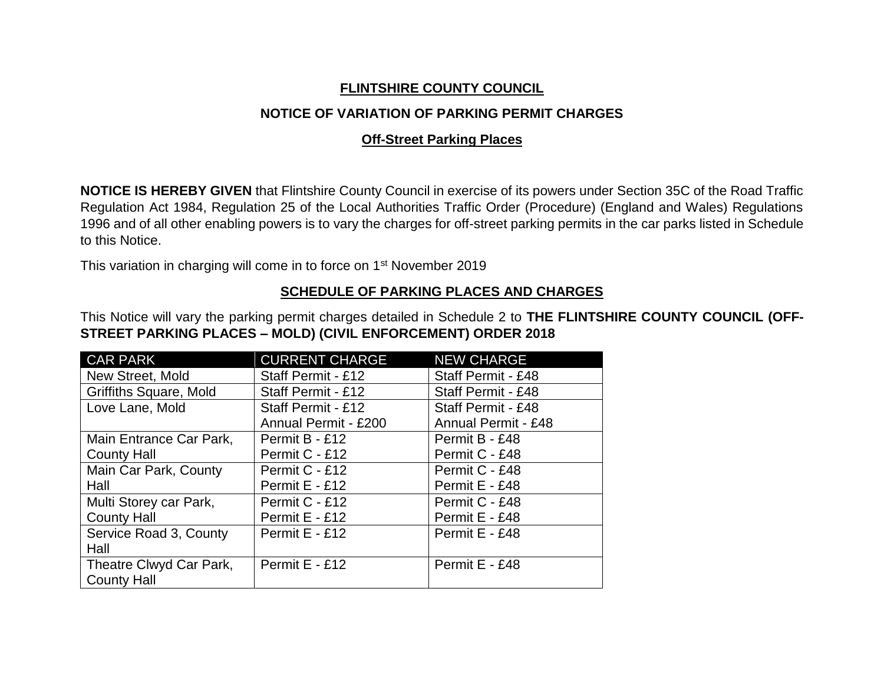# FLINTSHIRE COUNTY COUNCIL

## NOTICE OF VARIATION OF PARKING PERMIT CHARGES

### Off-Street Parking Places

**NOTICE IS HEREBY GIVEN** that Flintshire County Council in exercise of its powers under Section 35C of the Road Traffic Regulation Act 1984, Regulation 25 of the Local Authorities Traffic Order (Procedure) (England and Wales) Regulations 1996 and of all other enabling powers is to vary the charges for off-street parking permits in the car parks listed in Schedule to this Notice.

This variation in charging will come in to force on 1st November 2019

### SCHEDULE OF PARKING PLACES AND CHARGES

This Notice will vary the parking permit charges detailed in Schedule 2 to **THE FLINTSHIRE COUNTY COUNCIL (OFF-STREET PARKING PLACES – MOLD) (CIVIL ENFORCEMENT) ORDER 2018**

| CAR PARK | CURRENT CHARGE | NEW CHARGE |
|---|---|---|
| New Street, Mold | Staff Permit - £12 | Staff Permit - £48 |
| Griffiths Square, Mold | Staff Permit - £12 | Staff Permit - £48 |
| Love Lane, Mold | Staff Permit - £12<br>Annual Permit - £200 | Staff Permit - £48<br>Annual Permit - £48 |
| Main Entrance Car Park, County Hall | Permit B - £12<br>Permit C - £12 | Permit B - £48<br>Permit C - £48 |
| Main Car Park, County Hall | Permit C - £12<br>Permit E - £12 | Permit C - £48<br>Permit E - £48 |
| Multi Storey car Park, County Hall | Permit C - £12<br>Permit E - £12 | Permit C - £48<br>Permit E - £48 |
| Service Road 3, County Hall | Permit E - £12 | Permit E - £48 |
| Theatre Clwyd Car Park, County Hall | Permit E - £12 | Permit E - £48 |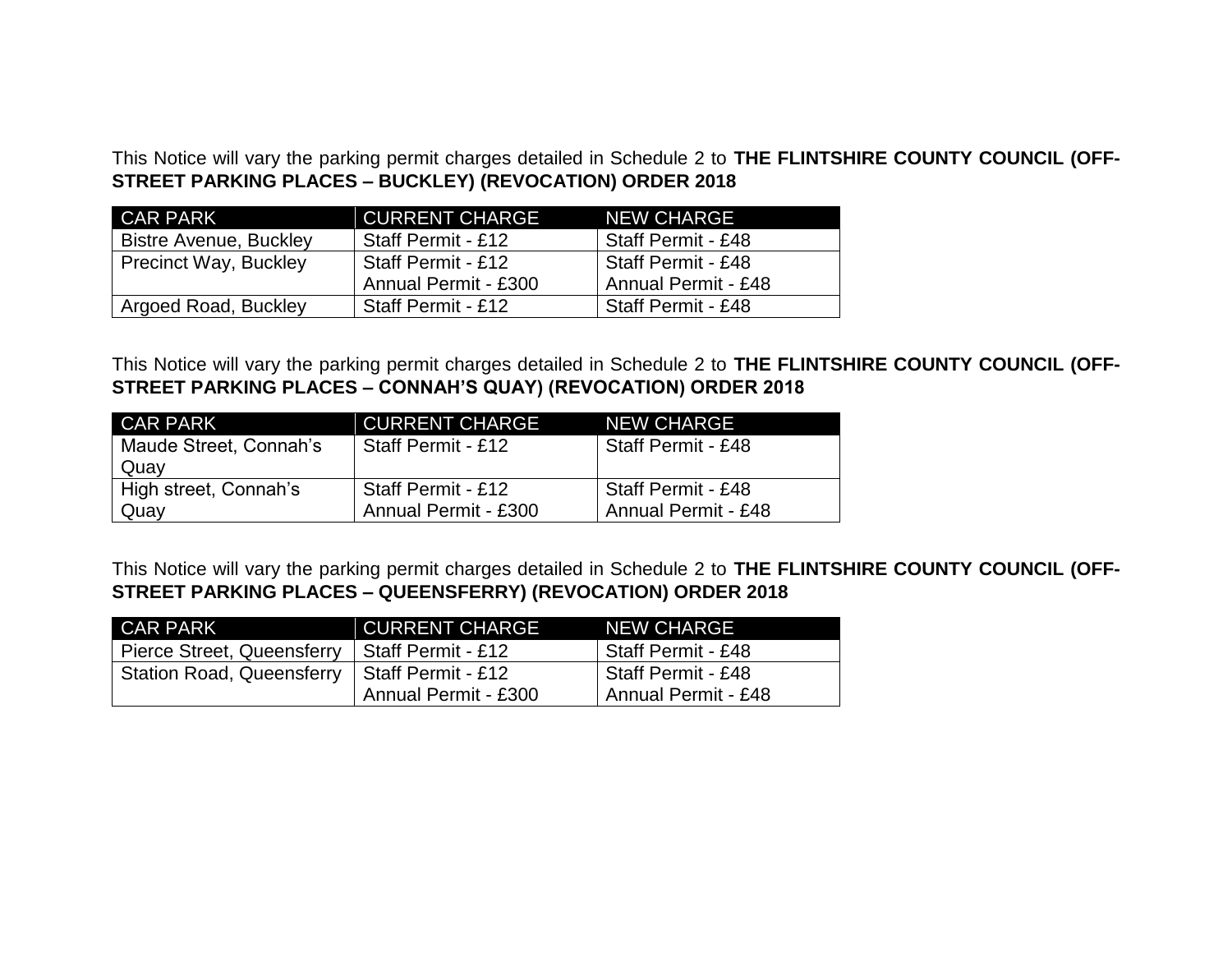This Notice will vary the parking permit charges detailed in Schedule 2 to **THE FLINTSHIRE COUNTY COUNCIL (OFF-STREET PARKING PLACES – BUCKLEY) (REVOCATION) ORDER 2018**

| CAR PARK | CURRENT CHARGE | NEW CHARGE |
|---|---|---|
| Bistre Avenue, Buckley | Staff Permit - £12 | Staff Permit - £48 |
| Precinct Way, Buckley | Staff Permit - £12<br>Annual Permit - £300 | Staff Permit - £48<br>Annual Permit - £48 |
| Argoed Road, Buckley | Staff Permit - £12 | Staff Permit - £48 |

This Notice will vary the parking permit charges detailed in Schedule 2 to **THE FLINTSHIRE COUNTY COUNCIL (OFF-STREET PARKING PLACES – CONNAH'S QUAY) (REVOCATION) ORDER 2018**

| CAR PARK | CURRENT CHARGE | NEW CHARGE |
|---|---|---|
| Maude Street, Connah's Quay | Staff Permit - £12 | Staff Permit - £48 |
| High street, Connah's Quay | Staff Permit - £12<br>Annual Permit - £300 | Staff Permit - £48<br>Annual Permit - £48 |

This Notice will vary the parking permit charges detailed in Schedule 2 to **THE FLINTSHIRE COUNTY COUNCIL (OFF-STREET PARKING PLACES – QUEENSFERRY) (REVOCATION) ORDER 2018**

| CAR PARK | CURRENT CHARGE | NEW CHARGE |
|---|---|---|
| Pierce Street, Queensferry | Staff Permit - £12 | Staff Permit - £48 |
| Station Road, Queensferry | Staff Permit - £12<br>Annual Permit - £300 | Staff Permit - £48<br>Annual Permit - £48 |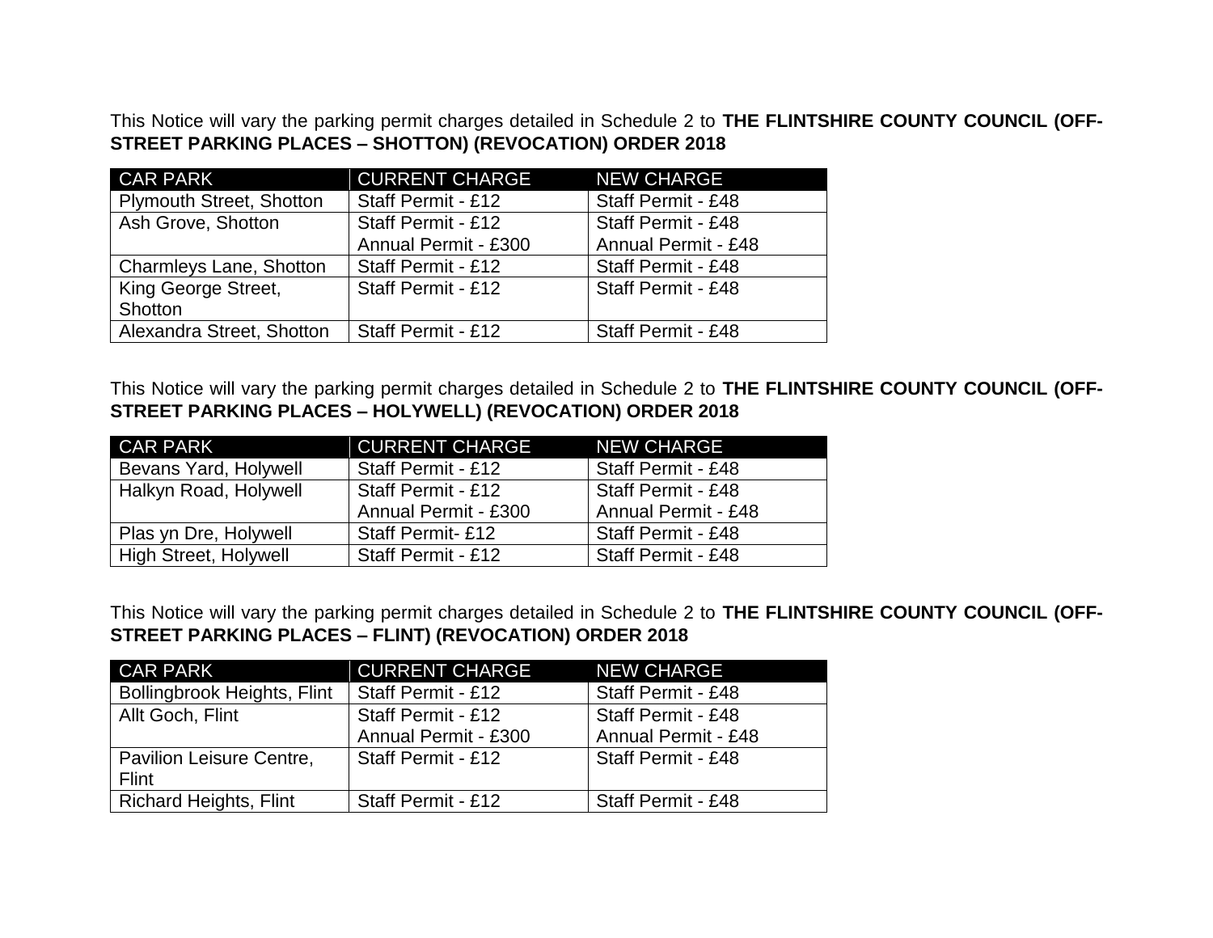This Notice will vary the parking permit charges detailed in Schedule 2 to **THE FLINTSHIRE COUNTY COUNCIL (OFF-STREET PARKING PLACES – SHOTTON) (REVOCATION) ORDER 2018**

| CAR PARK | CURRENT CHARGE | NEW CHARGE |
|---|---|---|
| Plymouth Street, Shotton | Staff Permit - £12 | Staff Permit - £48 |
| Ash Grove, Shotton | Staff Permit - £12<br>Annual Permit - £300 | Staff Permit - £48<br>Annual Permit - £48 |
| Charmleys Lane, Shotton | Staff Permit - £12 | Staff Permit - £48 |
| King George Street, Shotton | Staff Permit - £12 | Staff Permit - £48 |
| Alexandra Street, Shotton | Staff Permit - £12 | Staff Permit - £48 |

This Notice will vary the parking permit charges detailed in Schedule 2 to **THE FLINTSHIRE COUNTY COUNCIL (OFF-STREET PARKING PLACES – HOLYWELL) (REVOCATION) ORDER 2018**

| CAR PARK | CURRENT CHARGE | NEW CHARGE |
|---|---|---|
| Bevans Yard, Holywell | Staff Permit - £12 | Staff Permit - £48 |
| Halkyn Road, Holywell | Staff Permit - £12<br>Annual Permit - £300 | Staff Permit - £48<br>Annual Permit - £48 |
| Plas yn Dre, Holywell | Staff Permit- £12 | Staff Permit - £48 |
| High Street, Holywell | Staff Permit - £12 | Staff Permit - £48 |

This Notice will vary the parking permit charges detailed in Schedule 2 to **THE FLINTSHIRE COUNTY COUNCIL (OFF-STREET PARKING PLACES – FLINT) (REVOCATION) ORDER 2018**

| CAR PARK | CURRENT CHARGE | NEW CHARGE |
|---|---|---|
| Bollingbrook Heights, Flint | Staff Permit - £12 | Staff Permit - £48 |
| Allt Goch, Flint | Staff Permit - £12<br>Annual Permit - £300 | Staff Permit - £48<br>Annual Permit - £48 |
| Pavilion Leisure Centre, Flint | Staff Permit - £12 | Staff Permit - £48 |
| Richard Heights, Flint | Staff Permit - £12 | Staff Permit - £48 |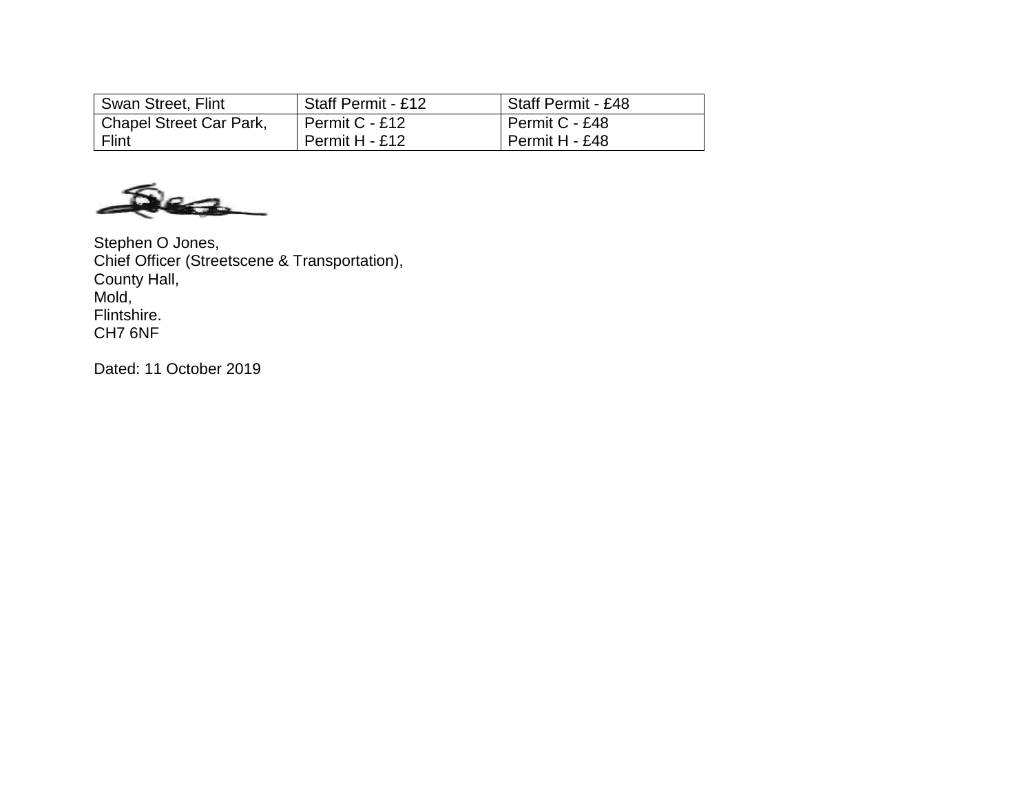| | | |
|---|---|---|
| Swan Street, Flint | Staff Permit - £12 | Staff Permit - £48 |
| Chapel Street Car Park, Flint | Permit C - £12<br>Permit H - £12 | Permit C - £48<br>Permit H - £48 |

Stephen O Jones,
Chief Officer (Streetscene & Transportation),
County Hall,
Mold,
Flintshire.
CH7 6NF

Dated: 11 October 2019